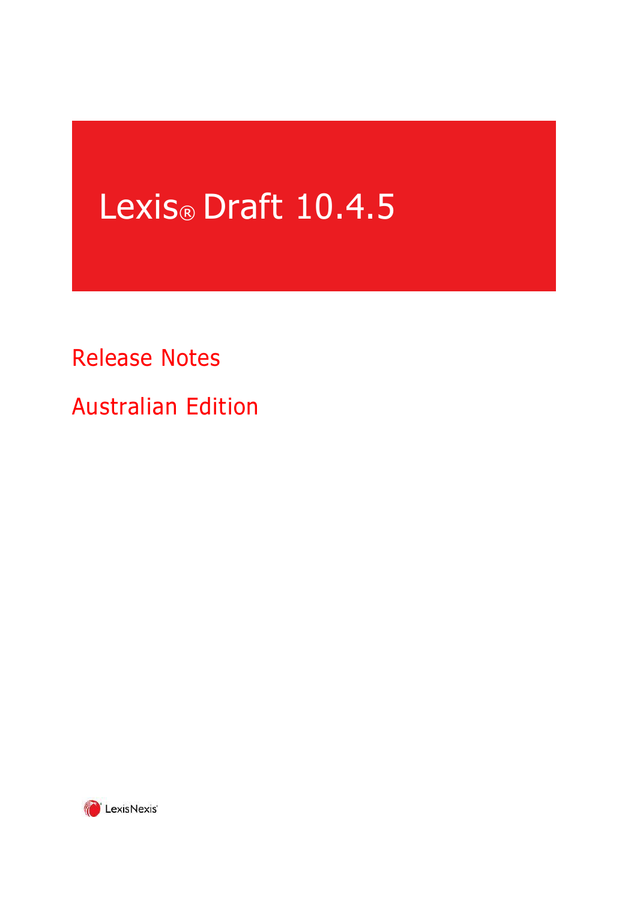# Lexis® Draft 10.4.5

## Release Notes

## Australian Edition

LexisNexis®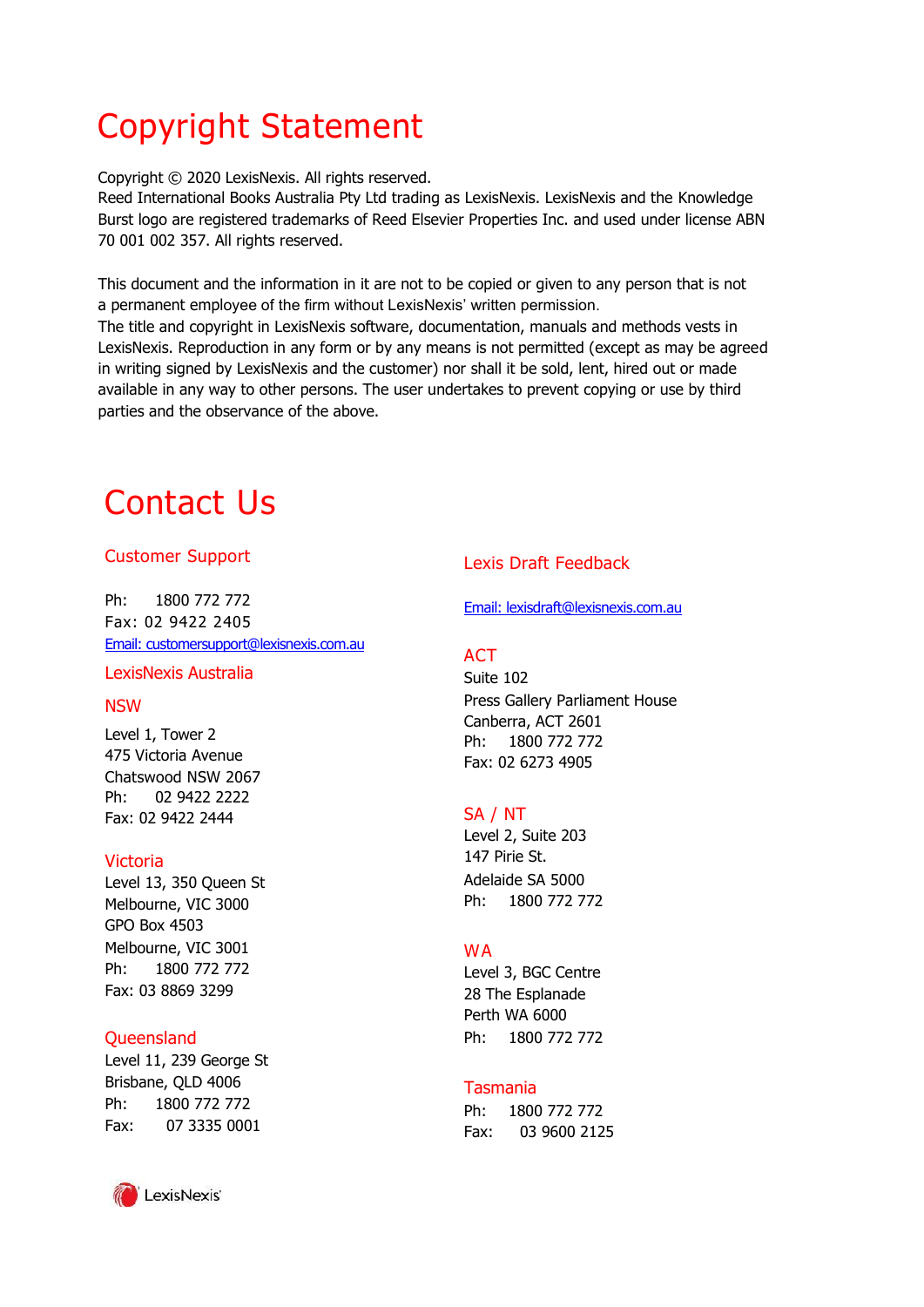# Copyright Statement

Copyright © 2020 LexisNexis. All rights reserved.
Reed International Books Australia Pty Ltd trading as LexisNexis. LexisNexis and the Knowledge Burst logo are registered trademarks of Reed Elsevier Properties Inc. and used under license ABN 70 001 002 357. All rights reserved.

This document and the information in it are not to be copied or given to any person that is not a permanent employee of the firm without LexisNexis' written permission.
The title and copyright in LexisNexis software, documentation, manuals and methods vests in LexisNexis. Reproduction in any form or by any means is not permitted (except as may be agreed in writing signed by LexisNexis and the customer) nor shall it be sold, lent, hired out or made available in any way to other persons. The user undertakes to prevent copying or use by third parties and the observance of the above.

# Contact Us

## Customer Support

Ph: 1800 772 772
Fax: 02 9422 2405
Email: customersupport@lexisnexis.com.au

## LexisNexis Australia

### NSW

Level 1, Tower 2
475 Victoria Avenue
Chatswood NSW 2067
Ph: 02 9422 2222
Fax: 02 9422 2444

### Victoria

Level 13, 350 Queen St
Melbourne, VIC 3000
GPO Box 4503
Melbourne, VIC 3001
Ph: 1800 772 772
Fax: 03 8869 3299

### Queensland

Level 11, 239 George St
Brisbane, QLD 4006
Ph: 1800 772 772
Fax: 07 3335 0001

## Lexis Draft Feedback

Email: lexisdraft@lexisnexis.com.au

### ACT

Suite 102
Press Gallery Parliament House
Canberra, ACT 2601
Ph: 1800 772 772
Fax: 02 6273 4905

### SA / NT

Level 2, Suite 203
147 Pirie St.
Adelaide SA 5000
Ph: 1800 772 772

### WA

Level 3, BGC Centre
28 The Esplanade
Perth WA 6000
Ph: 1800 772 772

### Tasmania

Ph: 1800 772 772
Fax: 03 9600 2125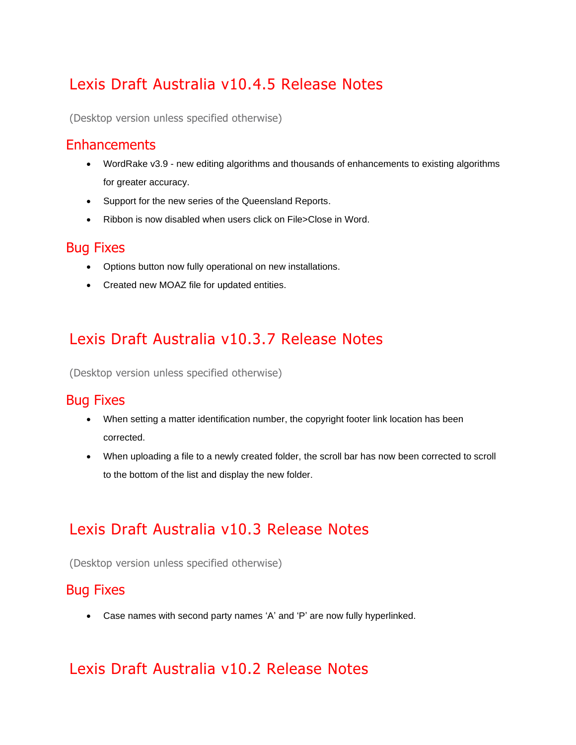# Lexis Draft Australia v10.4.5 Release Notes

(Desktop version unless specified otherwise)

## Enhancements

- WordRake v3.9 - new editing algorithms and thousands of enhancements to existing algorithms for greater accuracy.
- Support for the new series of the Queensland Reports.
- Ribbon is now disabled when users click on File>Close in Word.

## Bug Fixes

- Options button now fully operational on new installations.
- Created new MOAZ file for updated entities.

# Lexis Draft Australia v10.3.7 Release Notes

(Desktop version unless specified otherwise)

## Bug Fixes

- When setting a matter identification number, the copyright footer link location has been corrected.
- When uploading a file to a newly created folder, the scroll bar has now been corrected to scroll to the bottom of the list and display the new folder.

# Lexis Draft Australia v10.3 Release Notes

(Desktop version unless specified otherwise)

## Bug Fixes

- Case names with second party names 'A' and 'P' are now fully hyperlinked.

# Lexis Draft Australia v10.2 Release Notes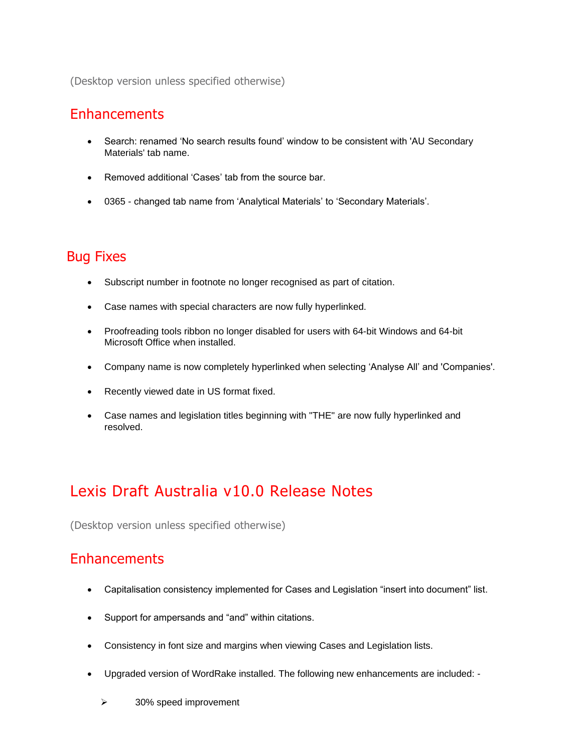(Desktop version unless specified otherwise)

## Enhancements

- Search: renamed ‘No search results found’ window to be consistent with 'AU Secondary Materials' tab name.
- Removed additional ‘Cases’ tab from the source bar.
- 0365 - changed tab name from ‘Analytical Materials’ to ‘Secondary Materials’.

## Bug Fixes

- Subscript number in footnote no longer recognised as part of citation.
- Case names with special characters are now fully hyperlinked.
- Proofreading tools ribbon no longer disabled for users with 64-bit Windows and 64-bit Microsoft Office when installed.
- Company name is now completely hyperlinked when selecting ‘Analyse All’ and 'Companies'.
- Recently viewed date in US format fixed.
- Case names and legislation titles beginning with "THE" are now fully hyperlinked and resolved.

# Lexis Draft Australia v10.0 Release Notes

(Desktop version unless specified otherwise)

## Enhancements

- Capitalisation consistency implemented for Cases and Legislation “insert into document” list.
- Support for ampersands and “and” within citations.
- Consistency in font size and margins when viewing Cases and Legislation lists.
- Upgraded version of WordRake installed. The following new enhancements are included: -
  - 30% speed improvement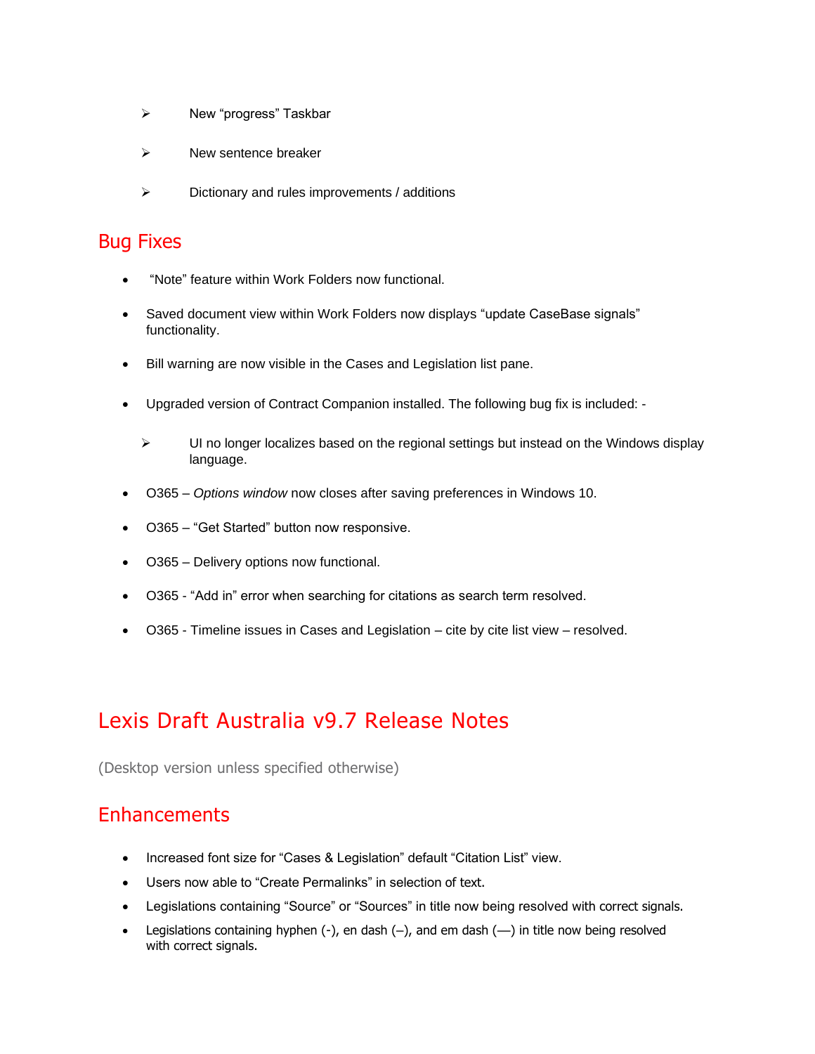- New “progress” Taskbar
- New sentence breaker
- Dictionary and rules improvements / additions

## Bug Fixes

- “Note” feature within Work Folders now functional.
- Saved document view within Work Folders now displays “update CaseBase signals” functionality.
- Bill warning are now visible in the Cases and Legislation list pane.
- Upgraded version of Contract Companion installed. The following bug fix is included: -
  - UI no longer localizes based on the regional settings but instead on the Windows display language.
- O365 – *Options window* now closes after saving preferences in Windows 10.
- O365 – “Get Started” button now responsive.
- O365 – Delivery options now functional.
- O365 - “Add in” error when searching for citations as search term resolved.
- O365 - Timeline issues in Cases and Legislation – cite by cite list view – resolved.

# Lexis Draft Australia v9.7 Release Notes

(Desktop version unless specified otherwise)

## Enhancements

- Increased font size for “Cases & Legislation” default “Citation List” view.
- Users now able to “Create Permalinks” in selection of text.
- Legislations containing “Source” or “Sources” in title now being resolved with correct signals.
- Legislations containing hyphen (-), en dash (–), and em dash (—) in title now being resolved with correct signals.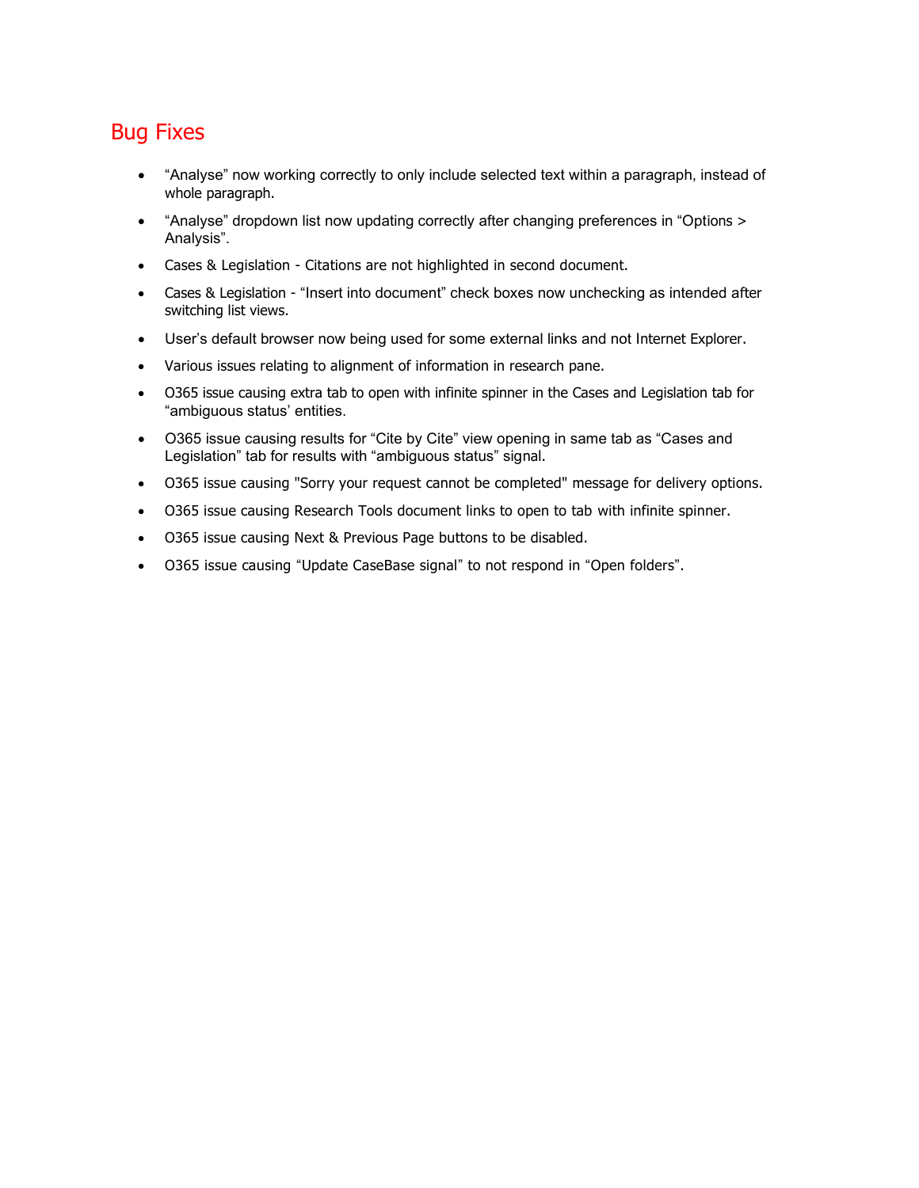## Bug Fixes

- “Analyse” now working correctly to only include selected text within a paragraph, instead of whole paragraph.
- “Analyse” dropdown list now updating correctly after changing preferences in “Options > Analysis”.
- Cases & Legislation - Citations are not highlighted in second document.
- Cases & Legislation - “Insert into document” check boxes now unchecking as intended after switching list views.
- User’s default browser now being used for some external links and not Internet Explorer.
- Various issues relating to alignment of information in research pane.
- O365 issue causing extra tab to open with infinite spinner in the Cases and Legislation tab for “ambiguous status’ entities.
- O365 issue causing results for “Cite by Cite” view opening in same tab as “Cases and Legislation” tab for results with “ambiguous status” signal.
- O365 issue causing "Sorry your request cannot be completed" message for delivery options.
- O365 issue causing Research Tools document links to open to tab with infinite spinner.
- O365 issue causing Next & Previous Page buttons to be disabled.
- O365 issue causing “Update CaseBase signal” to not respond in “Open folders”.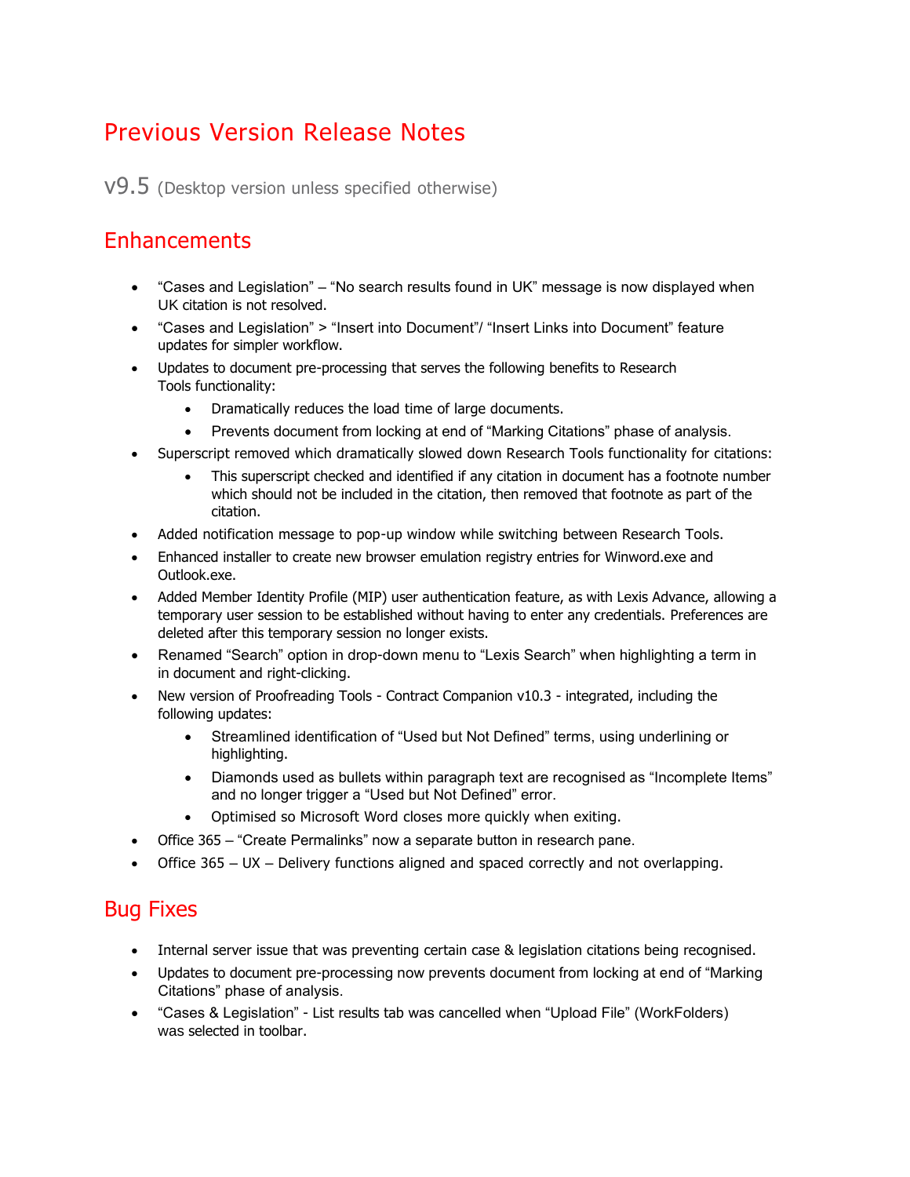# Previous Version Release Notes

## v9.5 (Desktop version unless specified otherwise)

## Enhancements

- "Cases and Legislation" – "No search results found in UK" message is now displayed when UK citation is not resolved.
- "Cases and Legislation" > "Insert into Document"/ "Insert Links into Document" feature updates for simpler workflow.
- Updates to document pre-processing that serves the following benefits to Research Tools functionality:
  - Dramatically reduces the load time of large documents.
  - Prevents document from locking at end of "Marking Citations" phase of analysis.
- Superscript removed which dramatically slowed down Research Tools functionality for citations:
  - This superscript checked and identified if any citation in document has a footnote number which should not be included in the citation, then removed that footnote as part of the citation.
- Added notification message to pop-up window while switching between Research Tools.
- Enhanced installer to create new browser emulation registry entries for Winword.exe and Outlook.exe.
- Added Member Identity Profile (MIP) user authentication feature, as with Lexis Advance, allowing a temporary user session to be established without having to enter any credentials. Preferences are deleted after this temporary session no longer exists.
- Renamed "Search" option in drop-down menu to "Lexis Search" when highlighting a term in in document and right-clicking.
- New version of Proofreading Tools - Contract Companion v10.3 - integrated, including the following updates:
  - Streamlined identification of "Used but Not Defined" terms, using underlining or highlighting.
  - Diamonds used as bullets within paragraph text are recognised as "Incomplete Items" and no longer trigger a "Used but Not Defined" error.
  - Optimised so Microsoft Word closes more quickly when exiting.
- Office 365 – "Create Permalinks" now a separate button in research pane.
- Office 365 – UX – Delivery functions aligned and spaced correctly and not overlapping.

## Bug Fixes

- Internal server issue that was preventing certain case & legislation citations being recognised.
- Updates to document pre-processing now prevents document from locking at end of "Marking Citations" phase of analysis.
- "Cases & Legislation" - List results tab was cancelled when "Upload File" (WorkFolders) was selected in toolbar.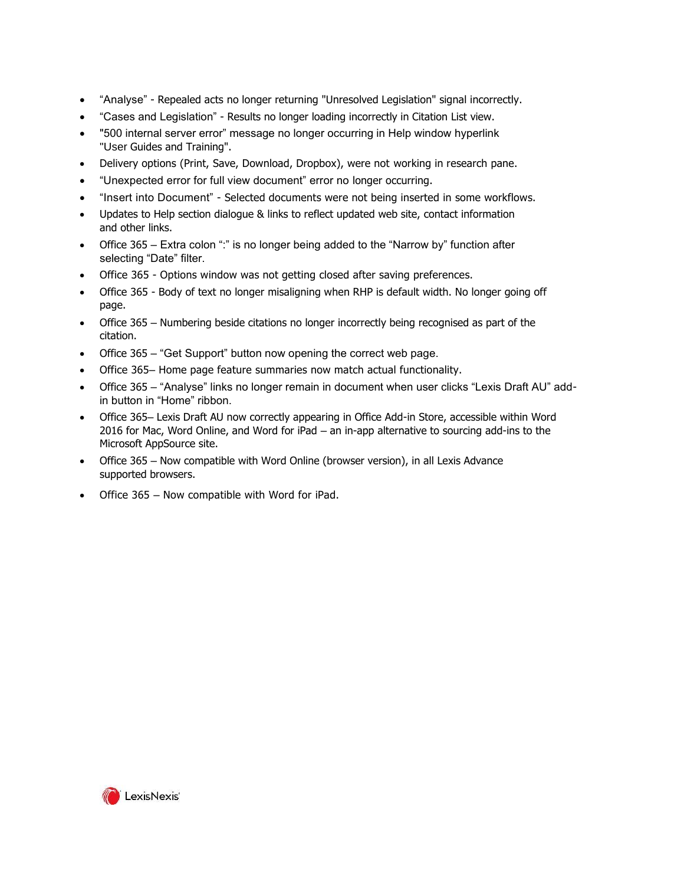- “Analyse” - Repealed acts no longer returning "Unresolved Legislation" signal incorrectly.
- “Cases and Legislation” - Results no longer loading incorrectly in Citation List view.
- "500 internal server error” message no longer occurring in Help window hyperlink "User Guides and Training".
- Delivery options (Print, Save, Download, Dropbox), were not working in research pane.
- “Unexpected error for full view document” error no longer occurring.
- “Insert into Document” - Selected documents were not being inserted in some workflows.
- Updates to Help section dialogue & links to reflect updated web site, contact information and other links.
- Office 365 – Extra colon “:” is no longer being added to the “Narrow by” function after selecting “Date” filter.
- Office 365 - Options window was not getting closed after saving preferences.
- Office 365 - Body of text no longer misaligning when RHP is default width. No longer going off page.
- Office 365 – Numbering beside citations no longer incorrectly being recognised as part of the citation.
- Office 365 – “Get Support” button now opening the correct web page.
- Office 365– Home page feature summaries now match actual functionality.
- Office 365 – “Analyse” links no longer remain in document when user clicks “Lexis Draft AU” add-in button in “Home” ribbon.
- Office 365– Lexis Draft AU now correctly appearing in Office Add-in Store, accessible within Word 2016 for Mac, Word Online, and Word for iPad – an in-app alternative to sourcing add-ins to the Microsoft AppSource site.
- Office 365 – Now compatible with Word Online (browser version), in all Lexis Advance supported browsers.
- Office 365 – Now compatible with Word for iPad.